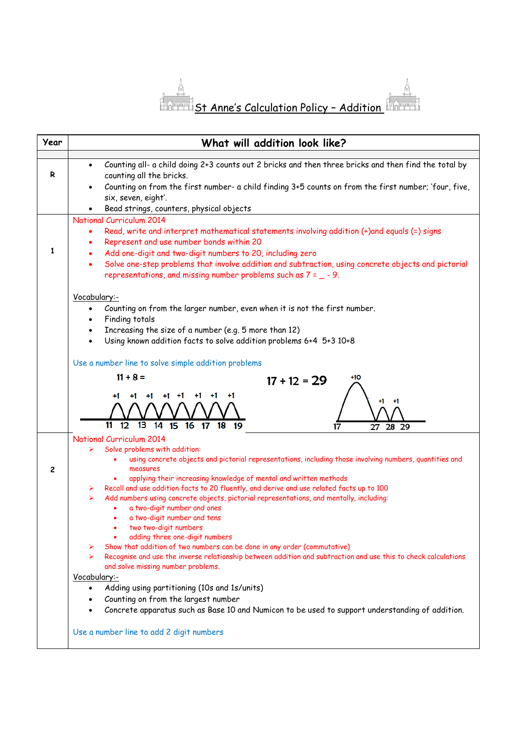# St Anne's Calculation Policy – Addition

<table>
<tr><th>Year</th><th>What will addition look like?</th></tr>
<tr><td>R</td><td>
<ul>
<li>Counting all- a child doing 2+3 counts out 2 bricks and then three bricks and then find the total by counting all the bricks.</li>
<li>Counting on from the first number- a child finding 3+5 counts on from the first number; 'four, five, six, seven, eight'.</li>
<li>Bead strings, counters, physical objects</li>
</ul>
</td></tr>
<tr><td>1</td><td>
National Curriculum 2014
<ul>
<li>Read, write and interpret mathematical statements involving addition (+)and equals (=) signs</li>
<li>Represent and use number bonds within 20</li>
<li>Add one-digit and two-digit numbers to 20, including zero</li>
<li>Solve one-step problems that involve addition and subtraction, using concrete objects and pictorial representations, and missing number problems such as 7 = _ - 9.</li>
</ul>
Vocabulary:-
<ul>
<li>Counting on from the larger number, even when it is not the first number.</li>
<li>Finding totals</li>
<li>Increasing the size of a number (e.g. 5 more than 12)</li>
<li>Using known addition facts to solve addition problems 6+4 5+3 10+8</li>
</ul>
Use a number line to solve simple addition problems<br>
11 + 8 = (number line: +1 +1 +1 +1 +1 +1 +1 +1 — 11 12 13 14 15 16 17 18 19)<br>
17 + 12 = 29 (number line: +10 +1 +1 — 17 27 28 29)
</td></tr>
<tr><td>2</td><td>
National Curriculum 2014
<ul>
<li>Solve problems with addition:
<ul>
<li>using concrete objects and pictorial representations, including those involving numbers, quantities and measures</li>
<li>applying their increasing knowledge of mental and written methods</li>
</ul></li>
<li>Recall and use addition facts to 20 fluently, and derive and use related facts up to 100</li>
<li>Add numbers using concrete objects, pictorial representations, and mentally, including:
<ul>
<li>a two-digit number and ones</li>
<li>a two-digit number and tens</li>
<li>two two-digit numbers</li>
<li>adding three one-digit numbers</li>
</ul></li>
<li>Show that addition of two numbers can be done in any order (commutative)</li>
<li>Recognise and use the inverse relationship between addition and subtraction and use this to check calculations and solve missing number problems.</li>
</ul>
Vocabulary:-
<ul>
<li>Adding using partitioning (10s and 1s/units)</li>
<li>Counting on from the largest number</li>
<li>Concrete apparatus such as Base 10 and Numicon to be used to support understanding of addition.</li>
</ul>
Use a number line to add 2 digit numbers
</td></tr>
</table>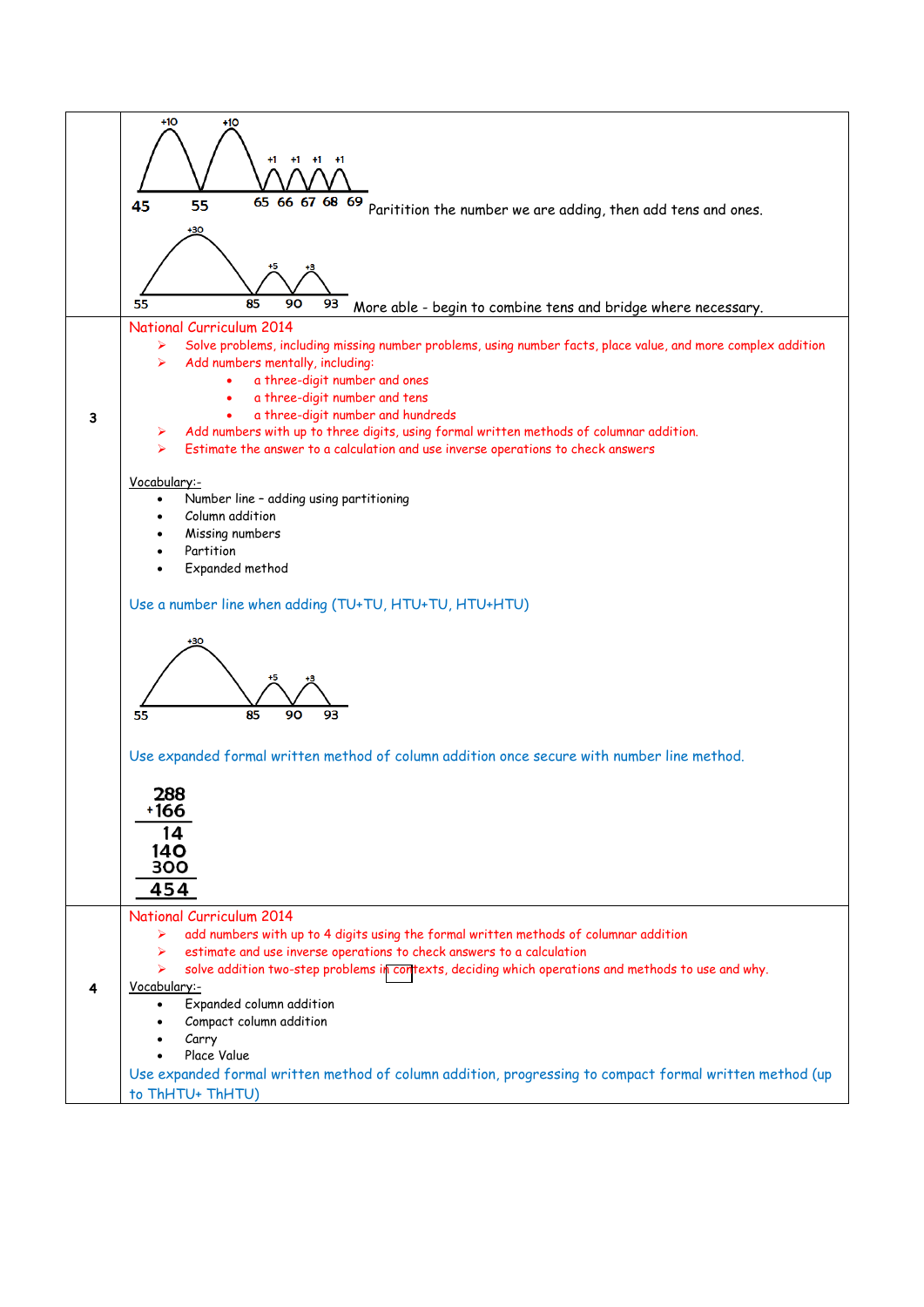| | |
|---|---|
| | +10 +10 +1 +1 +1 +1<br>45 55 65 66 67 68 69 Paritition the number we are adding, then add tens and ones.<br><br>+30 +5 +3<br>55 85 90 93 More able - begin to combine tens and bridge where necessary. |
| 3 | National Curriculum 2014<br>➢ Solve problems, including missing number problems, using number facts, place value, and more complex addition<br>➢ Add numbers mentally, including:<br>• a three-digit number and ones<br>• a three-digit number and tens<br>• a three-digit number and hundreds<br>➢ Add numbers with up to three digits, using formal written methods of columnar addition.<br>➢ Estimate the answer to a calculation and use inverse operations to check answers<br><br>Vocabulary:-<br>• Number line – adding using partitioning<br>• Column addition<br>• Missing numbers<br>• Partition<br>• Expanded method<br><br>Use a number line when adding (TU+TU, HTU+TU, HTU+HTU)<br><br>+30 +5 +3<br>55 85 90 93<br><br>Use expanded formal written method of column addition once secure with number line method.<br><br>288<br>+166<br>14<br>140<br>300<br>454 |
| 4 | National Curriculum 2014<br>➢ add numbers with up to 4 digits using the formal written methods of columnar addition<br>➢ estimate and use inverse operations to check answers to a calculation<br>➢ solve addition two-step problems in contexts, deciding which operations and methods to use and why.<br>Vocabulary:-<br>• Expanded column addition<br>• Compact column addition<br>• Carry<br>• Place Value<br>Use expanded formal written method of column addition, progressing to compact formal written method (up to ThHTU+ ThHTU) |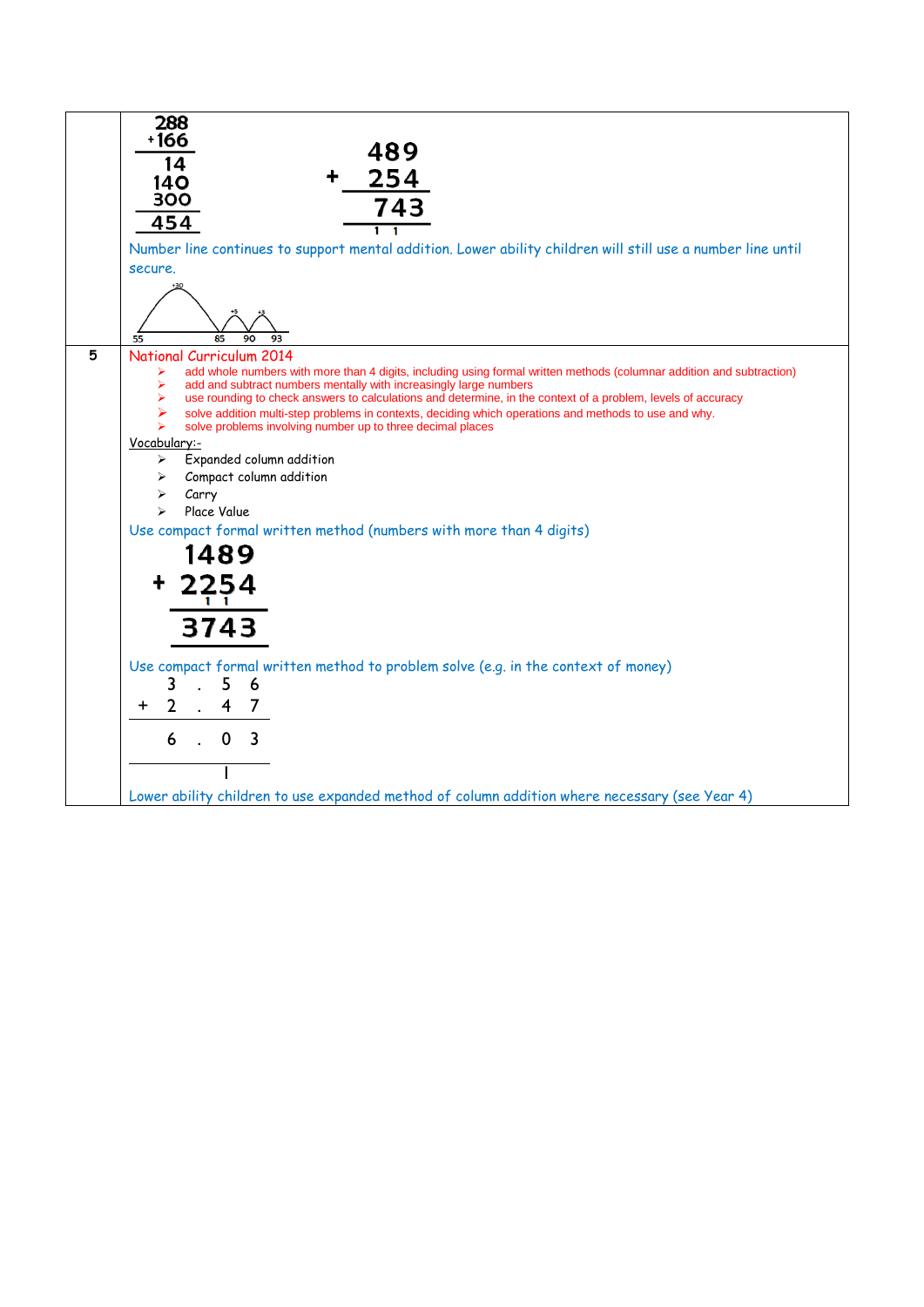| | |
|---|---|
| | 288 + 166 = 14, 140, 300, 454 &nbsp;&nbsp;&nbsp;&nbsp; 489 + 254 = 743 (carries: 1 1)<br>Number line continues to support mental addition. Lower ability children will still use a number line until secure.<br>55 —(+30)→ 85 —(+5)→ 90 —(+3)→ 93 |
| 5 | National Curriculum 2014<br>➢ add whole numbers with more than 4 digits, including using formal written methods (columnar addition and subtraction)<br>➢ add and subtract numbers mentally with increasingly large numbers<br>➢ use rounding to check answers to calculations and determine, in the context of a problem, levels of accuracy<br>➢ solve addition multi-step problems in contexts, deciding which operations and methods to use and why.<br>➢ solve problems involving number up to three decimal places<br>Vocabulary:-<br>➢ Expanded column addition<br>➢ Compact column addition<br>➢ Carry<br>➢ Place Value<br>Use compact formal written method (numbers with more than 4 digits)<br>1489 + 2254 = 3743 (carries: 1 1)<br>Use compact formal written method to problem solve (e.g. in the context of money)<br>3 . 5 6 + 2 . 4 7 = 6 . 0 3 (carry: 1)<br>Lower ability children to use expanded method of column addition where necessary (see Year 4) |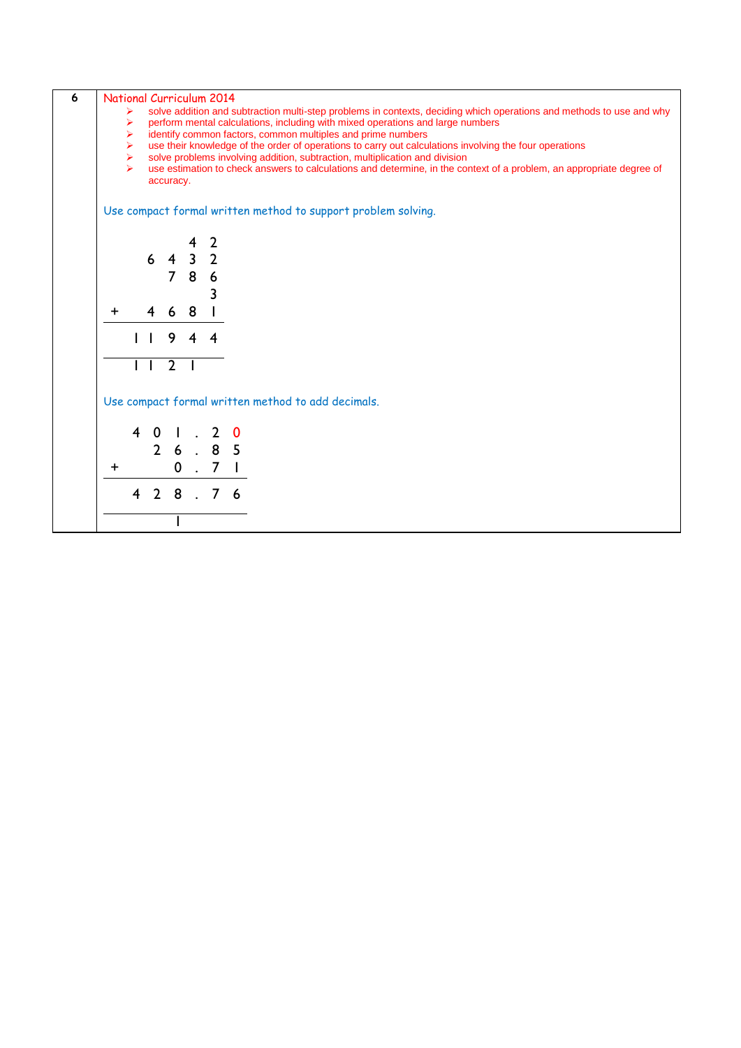| 6 | |
|---|---|

**National Curriculum 2014**

- solve addition and subtraction multi-step problems in contexts, deciding which operations and methods to use and why
- perform mental calculations, including with mixed operations and large numbers
- identify common factors, common multiples and prime numbers
- use their knowledge of the order of operations to carry out calculations involving the four operations
- solve problems involving addition, subtraction, multiplication and division
- use estimation to check answers to calculations and determine, in the context of a problem, an appropriate degree of accuracy.

Use compact formal written method to support problem solving.

```
        4 2
    6 4 3 2
      7 8 6
          3
+   4 6 8 1
-----------
  1 1 9 4 4
-----------
  1 1 2 1
```

Use compact formal written method to add decimals.

```
  4 0 1 . 2 0
    2 6 . 8 5
+       0 . 7 1
-------------
  4 2 8 . 7 6
-------------
      1
```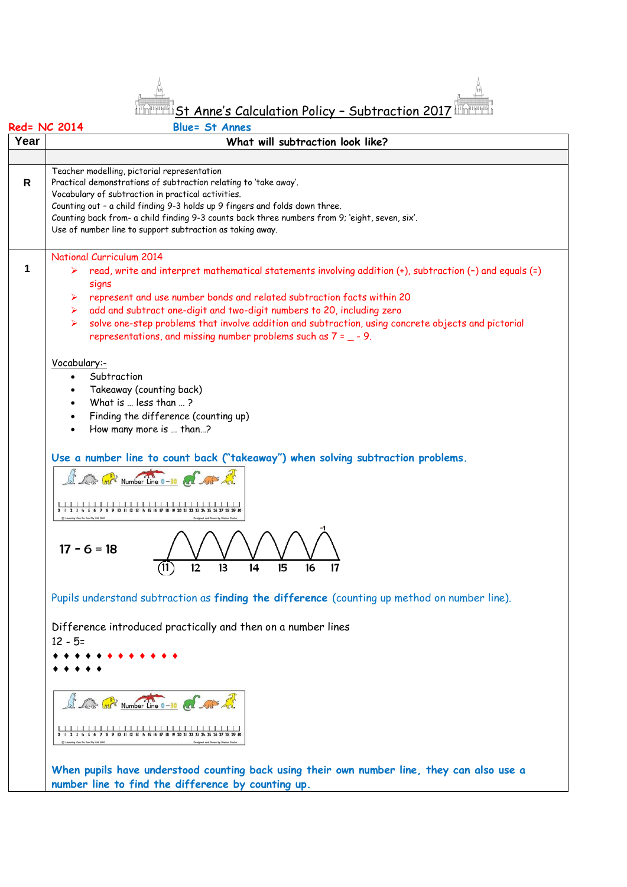# St Anne's Calculation Policy – Subtraction 2017

Red= NC 2014 Blue= St Annes

| Year | What will subtraction look like? |
|---|---|
| | |
| R | Teacher modelling, pictorial representation<br>Practical demonstrations of subtraction relating to 'take away'.<br>Vocabulary of subtraction in practical activities.<br>Counting out – a child finding 9-3 holds up 9 fingers and folds down three.<br>Counting back from- a child finding 9-3 counts back three numbers from 9; 'eight, seven, six'.<br>Use of number line to support subtraction as taking away. |
| 1 | National Curriculum 2014<br>➢ read, write and interpret mathematical statements involving addition (+), subtraction (–) and equals (=) signs<br>➢ represent and use number bonds and related subtraction facts within 20<br>➢ add and subtract one-digit and two-digit numbers to 20, including zero<br>➢ solve one-step problems that involve addition and subtraction, using concrete objects and pictorial representations, and missing number problems such as 7 = _ - 9.<br><br>Vocabulary:-<br>• Subtraction<br>• Takeaway (counting back)<br>• What is … less than … ?<br>• Finding the difference (counting up)<br>• How many more is … than…?<br><br>**Use a number line to count back ("takeaway") when solving subtraction problems.**<br><br>Number Line 0 – 30<br>0 1 2 3 4 5 6 7 8 9 10 11 12 13 14 15 16 17 18 19 20 21 22 23 24 25 26 27 28 29 30<br><br>17 – 6 = 18<br>-1<br>(11) 12 13 14 15 16 17<br><br>Pupils understand subtraction as **finding the difference** (counting up method on number line).<br><br>Difference introduced practically and then on a number lines<br>12 - 5=<br>♦ ♦ ♦ ♦ ♦ ♦ ♦ ♦ ♦ ♦ ♦ ♦<br>♦ ♦ ♦ ♦ ♦<br><br>Number Line 0 – 30<br>0 1 2 3 4 5 6 7 8 9 10 11 12 13 14 15 16 17 18 19 20 21 22 23 24 25 26 27 28 29 30<br><br>**When pupils have understood counting back using their own number line, they can also use a number line to find the difference by counting up.** |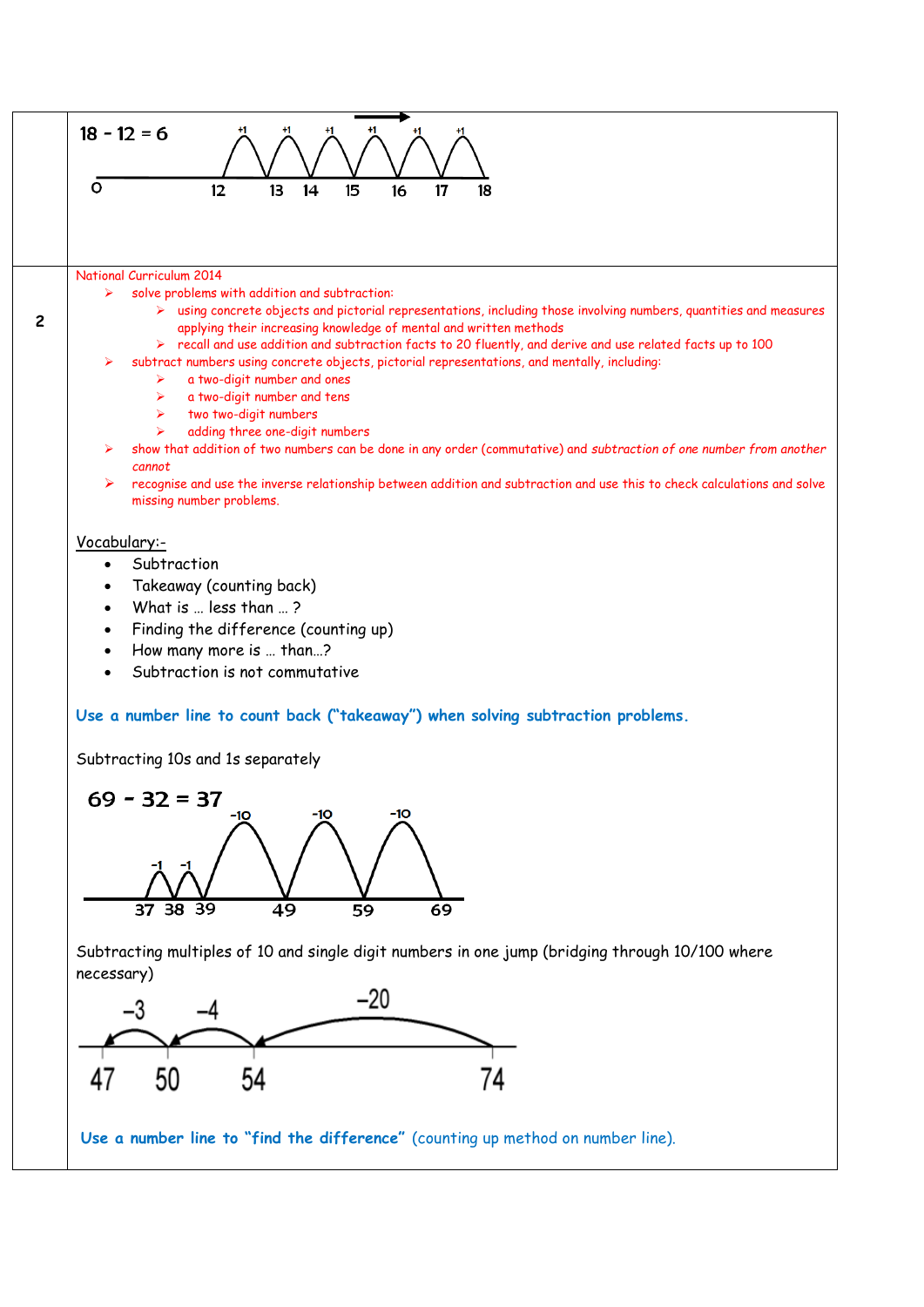| | |
|---|---|
| | 18 - 12 = 6<br><br>0 12 13 14 15 16 17 18 (+1 +1 +1 +1 +1 +1) |
| 2 | National Curriculum 2014<br>➢ solve problems with addition and subtraction:<br>➢ using concrete objects and pictorial representations, including those involving numbers, quantities and measures applying their increasing knowledge of mental and written methods<br>➢ recall and use addition and subtraction facts to 20 fluently, and derive and use related facts up to 100<br>➢ subtract numbers using concrete objects, pictorial representations, and mentally, including:<br>➢ a two-digit number and ones<br>➢ a two-digit number and tens<br>➢ two two-digit numbers<br>➢ adding three one-digit numbers<br>➢ show that addition of two numbers can be done in any order (commutative) and *subtraction of one number from another cannot*<br>➢ recognise and use the inverse relationship between addition and subtraction and use this to check calculations and solve missing number problems.<br><br>Vocabulary:-<br>• Subtraction<br>• Takeaway (counting back)<br>• What is … less than … ?<br>• Finding the difference (counting up)<br>• How many more is … than…?<br>• Subtraction is not commutative<br><br>**Use a number line to count back ("takeaway") when solving subtraction problems.**<br><br>Subtracting 10s and 1s separately<br><br>69 - 32 = 37<br><br>37 38 39 49 59 69 (-1 -1 -10 -10 -10)<br><br>Subtracting multiples of 10 and single digit numbers in one jump (bridging through 10/100 where necessary)<br><br>47 50 54 74 (−3 −4 −20)<br><br>**Use a number line to "find the difference"** (counting up method on number line). |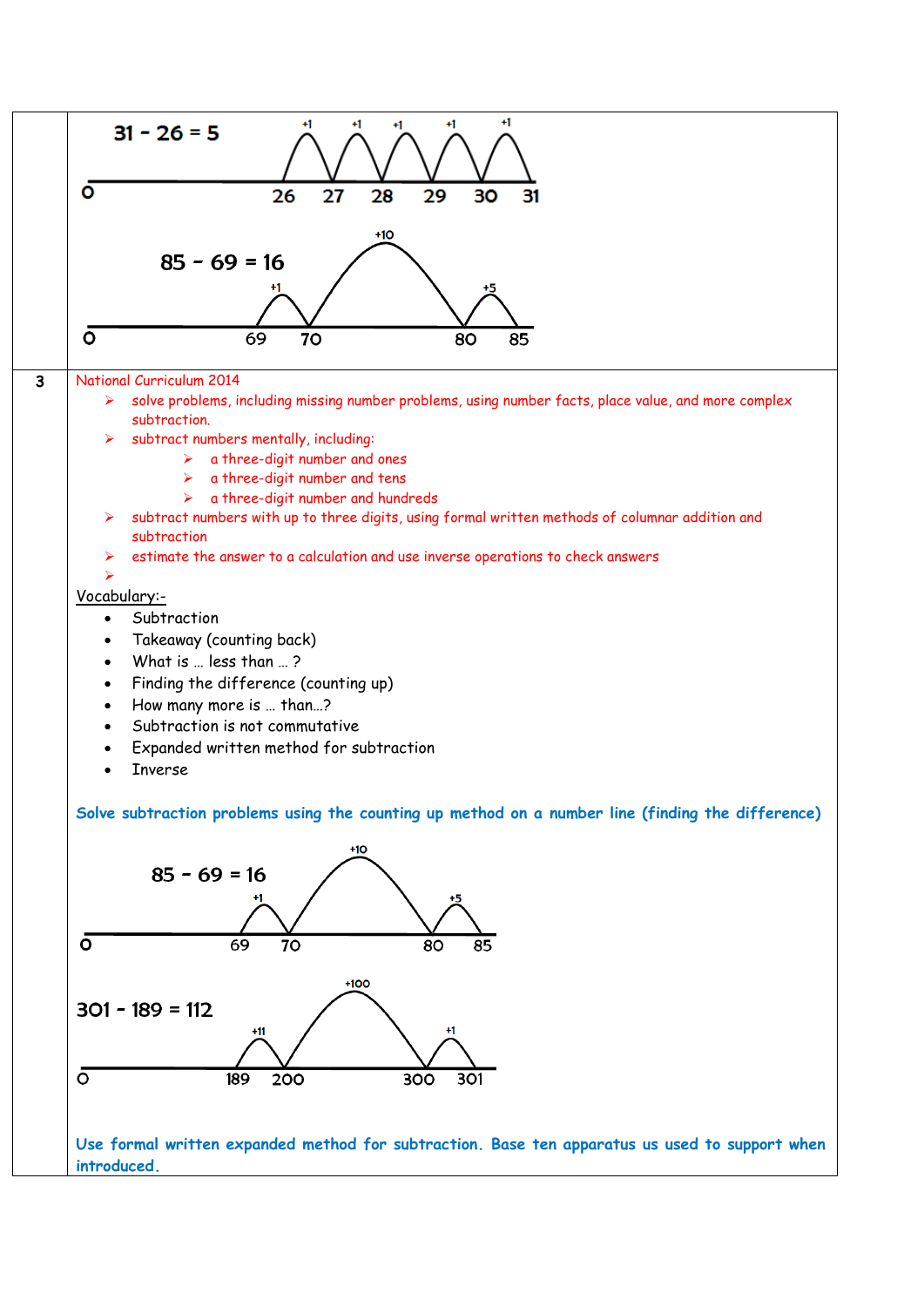| | |
|---|---|
| | $31 - 26 = 5$<br>+1 +1 +1 +1 +1<br>0 26 27 28 29 30 31<br><br>$85 - 69 = 16$<br>+1 +10 +5<br>0 69 70 80 85 |
| 3 | National Curriculum 2014<br>➢ solve problems, including missing number problems, using number facts, place value, and more complex subtraction.<br>➢ subtract numbers mentally, including:<br>&nbsp;&nbsp;&nbsp;&nbsp;➢ a three-digit number and ones<br>&nbsp;&nbsp;&nbsp;&nbsp;➢ a three-digit number and tens<br>&nbsp;&nbsp;&nbsp;&nbsp;➢ a three-digit number and hundreds<br>➢ subtract numbers with up to three digits, using formal written methods of columnar addition and subtraction<br>➢ estimate the answer to a calculation and use inverse operations to check answers<br>➢<br><br><u>Vocabulary:-</u><br>• Subtraction<br>• Takeaway (counting back)<br>• What is … less than … ?<br>• Finding the difference (counting up)<br>• How many more is … than…?<br>• Subtraction is not commutative<br>• Expanded written method for subtraction<br>• Inverse<br><br>**Solve subtraction problems using the counting up method on a number line (finding the difference)**<br><br>$85 - 69 = 16$<br>+1 +10 +5<br>0 69 70 80 85<br><br>$301 - 189 = 112$<br>+11 +100 +1<br>0 189 200 300 301<br><br>**Use formal written expanded method for subtraction. Base ten apparatus us used to support when introduced.** |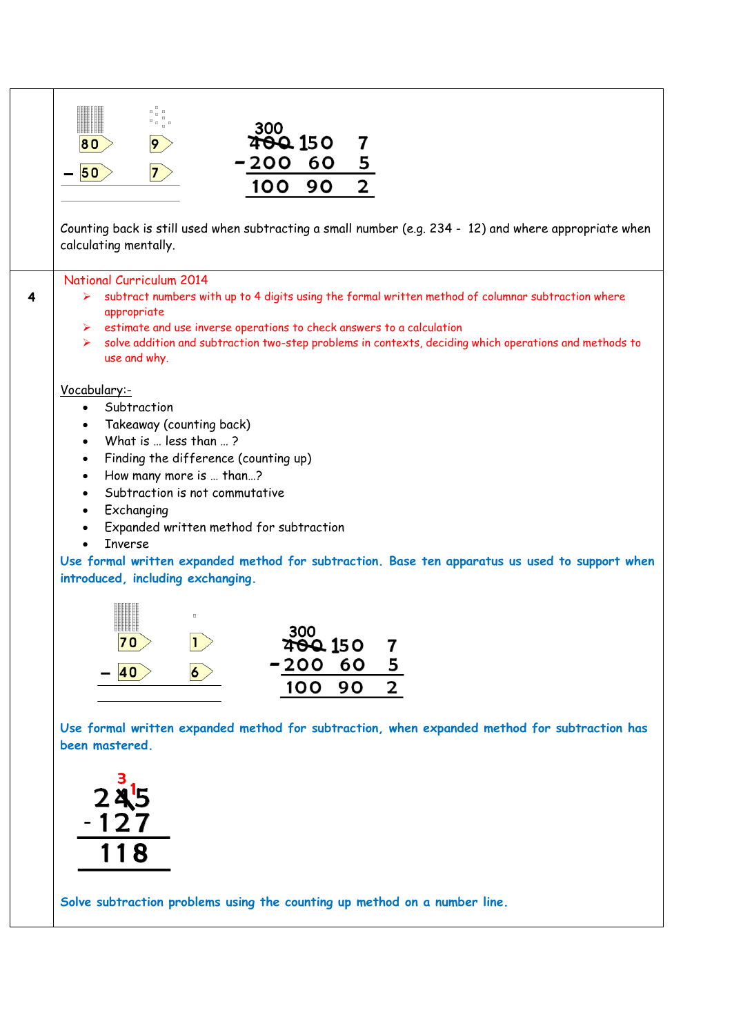| | |
|---|---|
| | 80 9<br>− 50 7<br><br>300<br>~~400~~ 150 7<br>− 200 60 5<br>100 90 2<br><br>Counting back is still used when subtracting a small number (e.g. 234 - 12) and where appropriate when calculating mentally. |
| 4 | National Curriculum 2014<br>➢ subtract numbers with up to 4 digits using the formal written method of columnar subtraction where appropriate<br>➢ estimate and use inverse operations to check answers to a calculation<br>➢ solve addition and subtraction two-step problems in contexts, deciding which operations and methods to use and why.<br><br>Vocabulary:-<br>• Subtraction<br>• Takeaway (counting back)<br>• What is … less than … ?<br>• Finding the difference (counting up)<br>• How many more is … than…?<br>• Subtraction is not commutative<br>• Exchanging<br>• Expanded written method for subtraction<br>• Inverse<br><br>**Use formal written expanded method for subtraction. Base ten apparatus us used to support when introduced, including exchanging.**<br><br>70 1<br>− 40 6<br><br>300<br>~~400~~ 150 7<br>− 200 60 5<br>100 90 2<br><br>**Use formal written expanded method for subtraction, when expanded method for subtraction has been mastered.**<br><br>2 ~~4~~[3] [1]5<br>- 1 2 7<br>1 1 8<br><br>**Solve subtraction problems using the counting up method on a number line.** |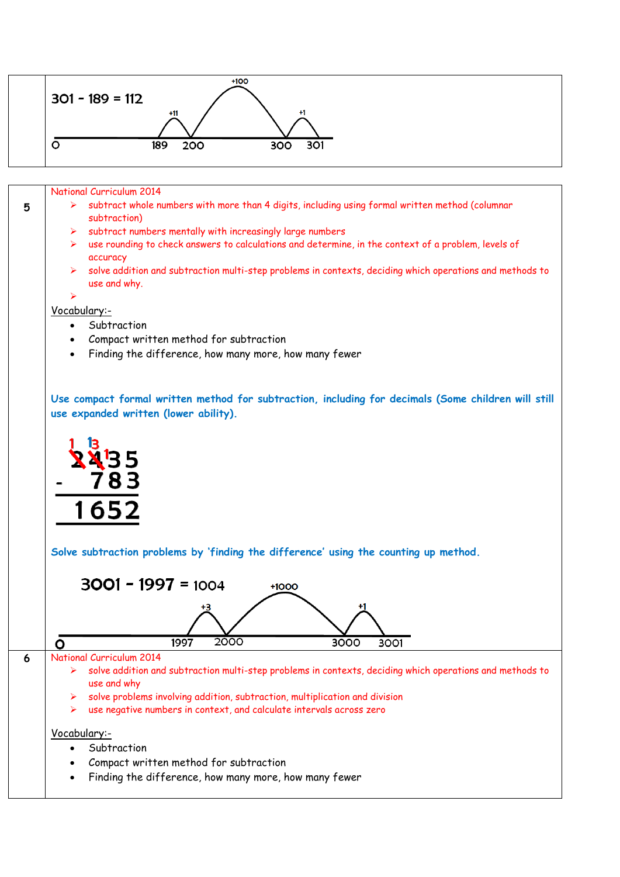| | |
|---|---|
| | 301 - 189 = 112<br><br>0 ... 189 (+11) 200 (+100) 300 (+1) 301 |
| 5 | National Curriculum 2014<br>➢ subtract whole numbers with more than 4 digits, including using formal written method (columnar subtraction)<br>➢ subtract numbers mentally with increasingly large numbers<br>➢ use rounding to check answers to calculations and determine, in the context of a problem, levels of accuracy<br>➢ solve addition and subtraction multi-step problems in contexts, deciding which operations and methods to use and why.<br>➢<br><br>Vocabulary:-<br>• Subtraction<br>• Compact written method for subtraction<br>• Finding the difference, how many more, how many fewer<br><br>**Use compact formal written method for subtraction, including for decimals (Some children will still use expanded written (lower ability).**<br><br>2435 - 783 = 1652<br><br>**Solve subtraction problems by 'finding the difference' using the counting up method.**<br><br>3001 - 1997 = 1004<br><br>0 ... 1997 (+3) 2000 (+1000) 3000 (+1) 3001 |
| 6 | National Curriculum 2014<br>➢ solve addition and subtraction multi-step problems in contexts, deciding which operations and methods to use and why<br>➢ solve problems involving addition, subtraction, multiplication and division<br>➢ use negative numbers in context, and calculate intervals across zero<br><br>Vocabulary:-<br>• Subtraction<br>• Compact written method for subtraction<br>• Finding the difference, how many more, how many fewer |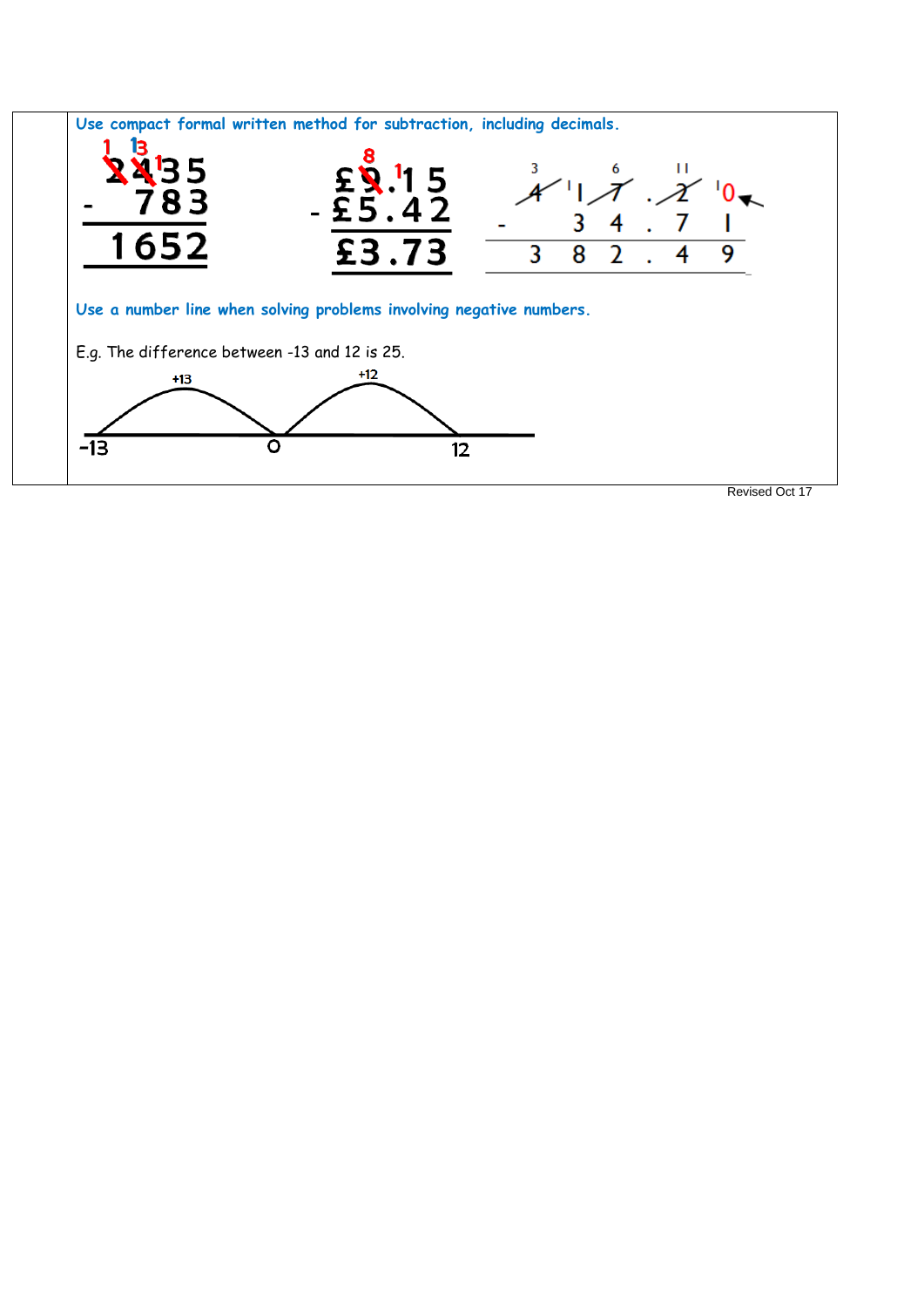**Use compact formal written method for subtraction, including decimals.**

$$\begin{array}{r} 2435 \\ -\ \ 783 \\ \hline 1652 \end{array} \qquad \begin{array}{r} £9.15 \\ -\ £5.42 \\ \hline £3.73 \end{array} \qquad \begin{array}{r} 417.20 \\ -\ \ 34.71 \\ \hline 382.49 \end{array}$$

**Use a number line when solving problems involving negative numbers.**

E.g. The difference between -13 and 12 is 25.

-13 → (+13) → 0 → (+12) → 12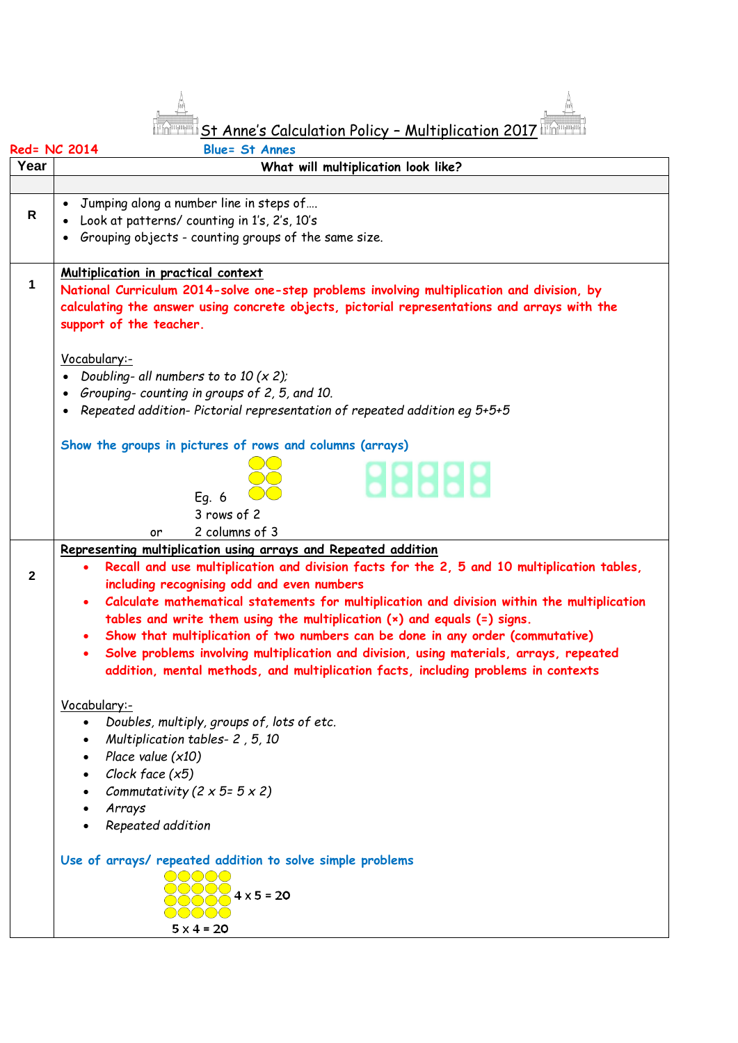# St Anne's Calculation Policy – Multiplication 2017

Red= NC 2014 Blue= St Annes

| Year | What will multiplication look like? |
|---|---|
| | |
| R | • Jumping along a number line in steps of….<br>• Look at patterns/ counting in 1's, 2's, 10's<br>• Grouping objects - counting groups of the same size. |
| 1 | **Multiplication in practical context**<br>**National Curriculum 2014-solve one-step problems involving multiplication and division, by calculating the answer using concrete objects, pictorial representations and arrays with the support of the teacher.**<br><br>Vocabulary:-<br>• *Doubling- all numbers to to 10 (x 2);*<br>• *Grouping- counting in groups of 2, 5, and 10.*<br>• *Repeated addition- Pictorial representation of repeated addition eg 5+5+5*<br><br>**Show the groups in pictures of rows and columns (arrays)**<br><br>Eg. 6<br>3 rows of 2<br>or 2 columns of 3 |
| 2 | **Representing multiplication using arrays and Repeated addition**<br>• **Recall and use multiplication and division facts for the 2, 5 and 10 multiplication tables, including recognising odd and even numbers**<br>• **Calculate mathematical statements for multiplication and division within the multiplication tables and write them using the multiplication (×) and equals (=) signs.**<br>• **Show that multiplication of two numbers can be done in any order (commutative)**<br>• **Solve problems involving multiplication and division, using materials, arrays, repeated addition, mental methods, and multiplication facts, including problems in contexts**<br><br>Vocabulary:-<br>• *Doubles, multiply, groups of, lots of etc.*<br>• *Multiplication tables- 2 , 5, 10*<br>• *Place value (x10)*<br>• *Clock face (x5)*<br>• *Commutativity (2 x 5= 5 x 2)*<br>• *Arrays*<br>• *Repeated addition*<br><br>**Use of arrays/ repeated addition to solve simple problems**<br><br>4 x 5 = 20<br>5 x 4 = 20 |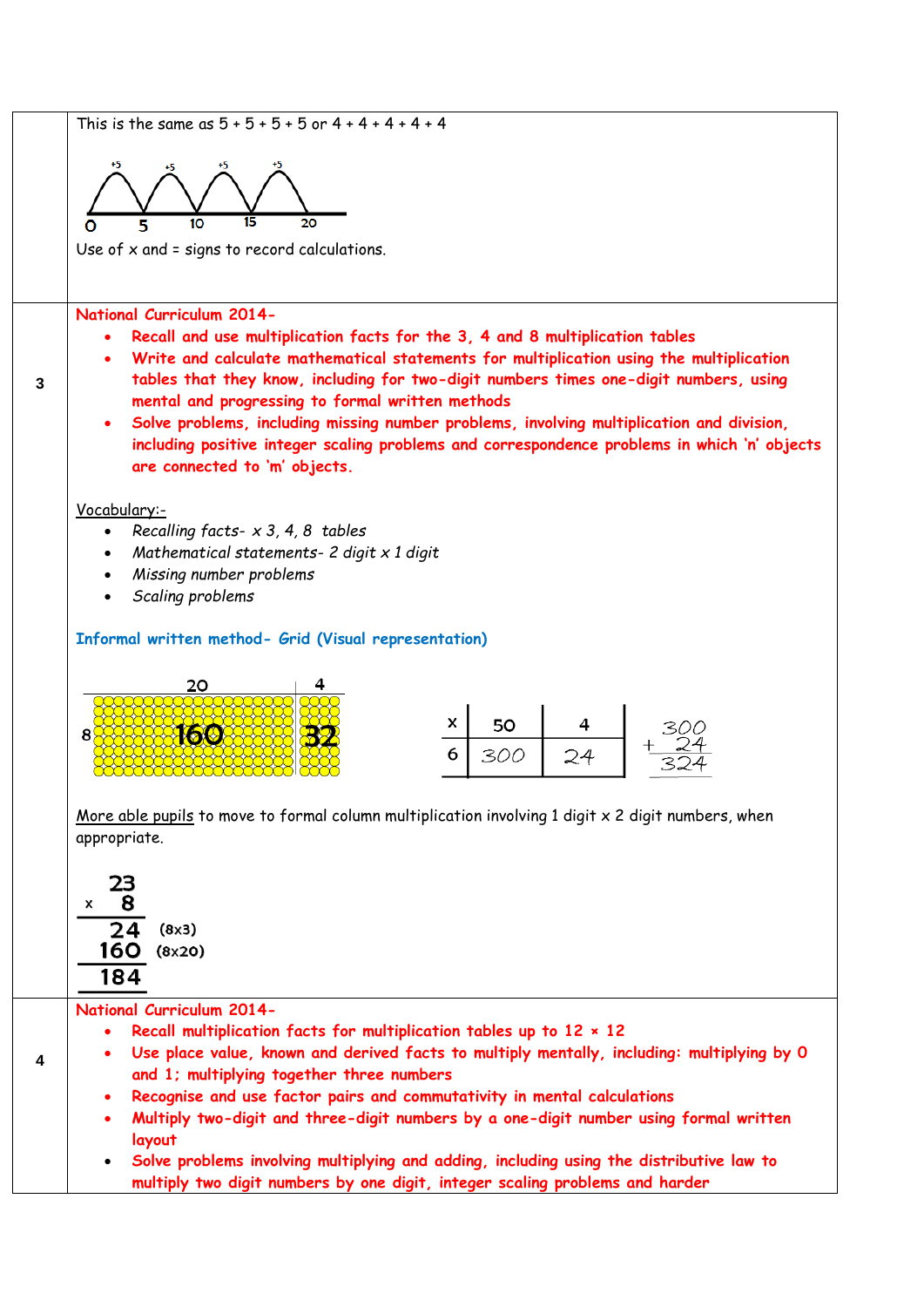| | |
|---|---|
| | This is the same as 5 + 5 + 5 + 5 or 4 + 4 + 4 + 4 + 4<br><br>+5 +5 +5 +5<br>0 5 10 15 20<br><br>Use of x and = signs to record calculations. |
| 3 | **National Curriculum 2014-**<br>• **Recall and use multiplication facts for the 3, 4 and 8 multiplication tables**<br>• **Write and calculate mathematical statements for multiplication using the multiplication tables that they know, including for two-digit numbers times one-digit numbers, using mental and progressing to formal written methods**<br>• **Solve problems, including missing number problems, involving multiplication and division, including positive integer scaling problems and correspondence problems in which 'n' objects are connected to 'm' objects.**<br><br>Vocabulary:-<br>• *Recalling facts- x 3, 4, 8 tables*<br>• *Mathematical statements- 2 digit x 1 digit*<br>• *Missing number problems*<br>• *Scaling problems*<br><br>**Informal written method- Grid (Visual representation)**<br><br>20 4<br>8 160 32<br><br>x 50 4<br>6 300 24<br><br>300<br>+ 24<br>324<br><br>More able pupils to move to formal column multiplication involving 1 digit x 2 digit numbers, when appropriate.<br><br>23<br>x 8<br>24 (8x3)<br>160 (8x20)<br>184 |
| 4 | **National Curriculum 2014-**<br>• **Recall multiplication facts for multiplication tables up to 12 × 12**<br>• **Use place value, known and derived facts to multiply mentally, including: multiplying by 0 and 1; multiplying together three numbers**<br>• **Recognise and use factor pairs and commutativity in mental calculations**<br>• **Multiply two-digit and three-digit numbers by a one-digit number using formal written layout**<br>• **Solve problems involving multiplying and adding, including using the distributive law to multiply two digit numbers by one digit, integer scaling problems and harder** |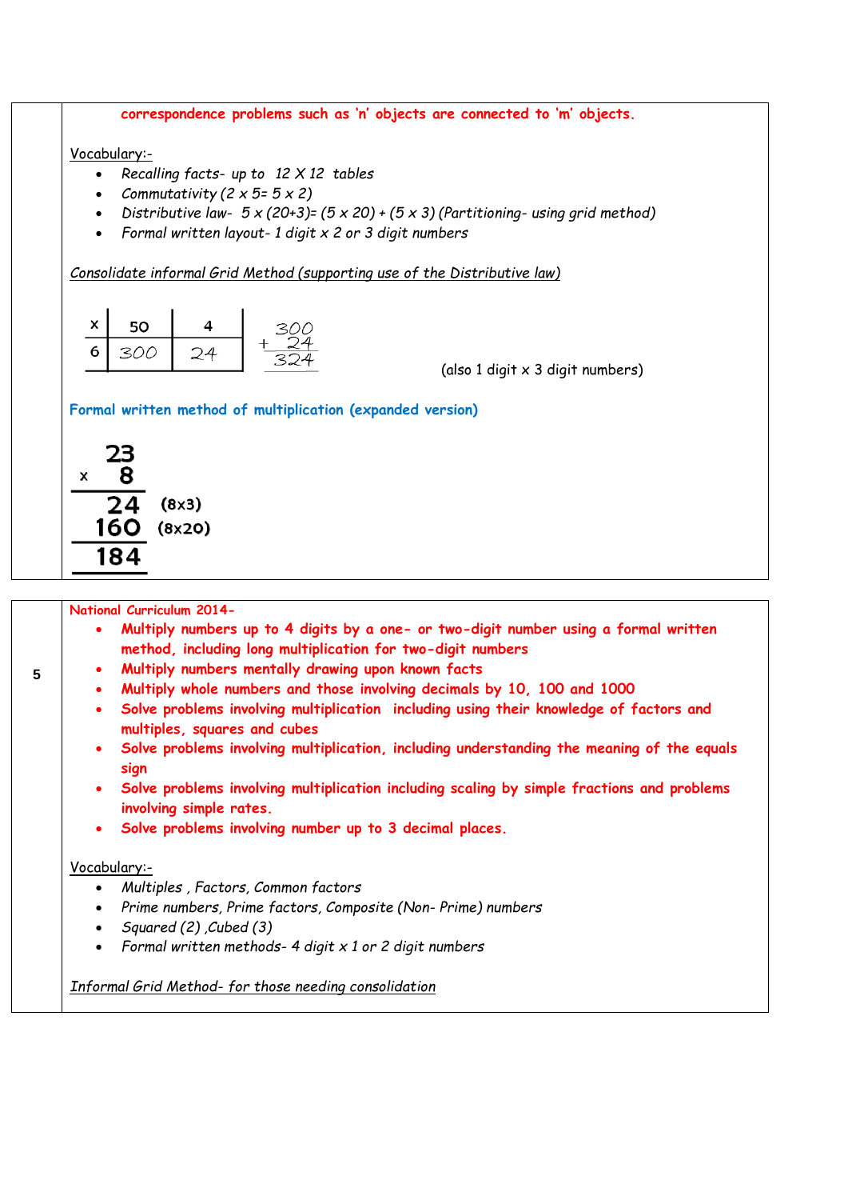correspondence problems such as 'n' objects are connected to 'm' objects.

Vocabulary:-

- *Recalling facts- up to 12 X 12 tables*
- *Commutativity (2 x 5= 5 x 2)*
- *Distributive law- 5 x (20+3)= (5 x 20) + (5 x 3) (Partitioning- using grid method)*
- *Formal written layout- 1 digit x 2 or 3 digit numbers*

*Consolidate informal Grid Method (supporting use of the Distributive law)*

| x | 50 | 4 |
|---|---|---|
| 6 | 300 | 24 |

$$\begin{array}{r} 300 \\ +\ 24 \\ \hline 324 \end{array}$$

(also 1 digit x 3 digit numbers)

**Formal written method of multiplication (expanded version)**

$$\begin{array}{rl} 23 & \\ \times\ \ 8 & \\ \hline 24 & (8\times3) \\ 160 & (8\times20) \\ \hline 184 & \end{array}$$

---

**5**

National Curriculum 2014-

- Multiply numbers up to 4 digits by a one- or two-digit number using a formal written method, including long multiplication for two-digit numbers
- Multiply numbers mentally drawing upon known facts
- Multiply whole numbers and those involving decimals by 10, 100 and 1000
- Solve problems involving multiplication including using their knowledge of factors and multiples, squares and cubes
- Solve problems involving multiplication, including understanding the meaning of the equals sign
- Solve problems involving multiplication including scaling by simple fractions and problems involving simple rates.
- Solve problems involving number up to 3 decimal places.

Vocabulary:-

- *Multiples , Factors, Common factors*
- *Prime numbers, Prime factors, Composite (Non- Prime) numbers*
- *Squared (2) ,Cubed (3)*
- *Formal written methods- 4 digit x 1 or 2 digit numbers*

*Informal Grid Method- for those needing consolidation*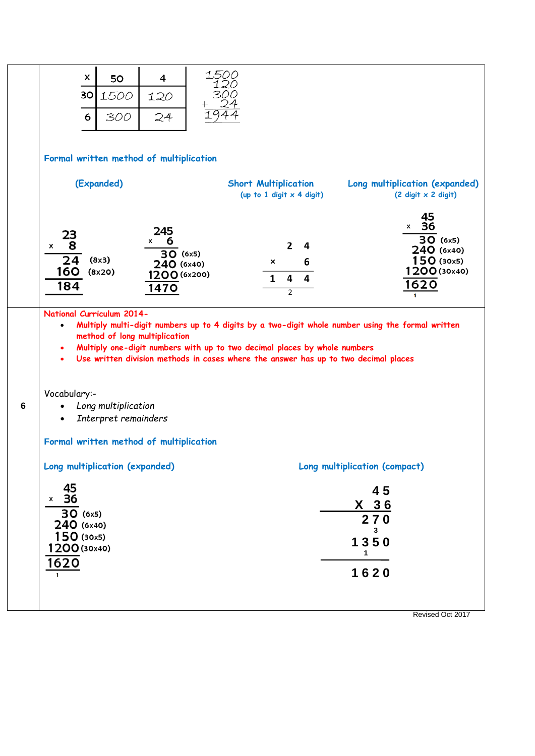| x | 50 | 4 |
|---|---|---|
| 30 | 1500 | 120 |
| 6 | 300 | 24 |

```
  1500
   120
   300
+   24
  1944
```

**Formal written method of multiplication**

**(Expanded)**

```
   23
x   8
   24  (8x3)
  160  (8x20)
  184
```

```
   245
x    6
    30  (6x5)
   240  (6x40)
  1200  (6x200)
  1470
```

**Short Multiplication**
(up to 1 digit x 4 digit)

```
     2  4
x       6
  1  4  4
     2
```

**Long multiplication (expanded)**
(2 digit x 2 digit)

```
    45
x   36
    30  (6x5)
   240  (6x40)
   150  (30x5)
  1200  (30x40)
  1620
  1
```

**6**

**National Curriculum 2014-**

- Multiply multi-digit numbers up to 4 digits by a two-digit whole number using the formal written method of long multiplication
- Multiply one-digit numbers with up to two decimal places by whole numbers
- Use written division methods in cases where the answer has up to two decimal places

Vocabulary:-

- *Long multiplication*
- *Interpret remainders*

**Formal written method of multiplication**

**Long multiplication (expanded)**

```
    45
x   36
    30  (6x5)
   240  (6x40)
   150  (30x5)
  1200  (30x40)
  1620
  1
```

**Long multiplication (compact)**

```
    4 5
X   3 6
  2 7 0
    3
1 3 5 0
  1
1 6 2 0
```

Revised Oct 2017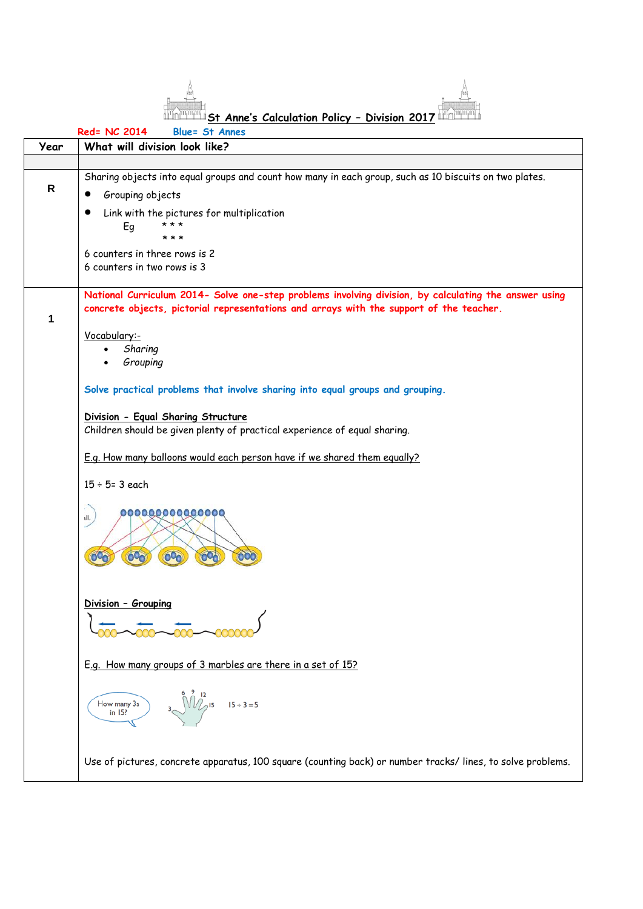# St Anne's Calculation Policy – Division 2017

Red= NC 2014 Blue= St Annes

| Year | What will division look like? |
|---|---|
| | |
| R | Sharing objects into equal groups and count how many in each group, such as 10 biscuits on two plates.<br>• Grouping objects<br>• Link with the pictures for multiplication<br>Eg \* \* \*<br>\* \* \*<br>6 counters in three rows is 2<br>6 counters in two rows is 3 |
| 1 | **National Curriculum 2014- Solve one-step problems involving division, by calculating the answer using concrete objects, pictorial representations and arrays with the support of the teacher.**<br><br>Vocabulary:-<br>• *Sharing*<br>• *Grouping*<br><br>**Solve practical problems that involve sharing into equal groups and grouping.**<br><br>**Division - Equal Sharing Structure**<br>Children should be given plenty of practical experience of equal sharing.<br><br>E.g. How many balloons would each person have if we shared them equally?<br><br>15 ÷ 5= 3 each<br><br>**Division – Grouping**<br><br>E.g. How many groups of 3 marbles are there in a set of 15?<br><br>How many 3s in 15? 3 6 9 12 15 15 ÷ 3 = 5<br><br>Use of pictures, concrete apparatus, 100 square (counting back) or number tracks/ lines, to solve problems. |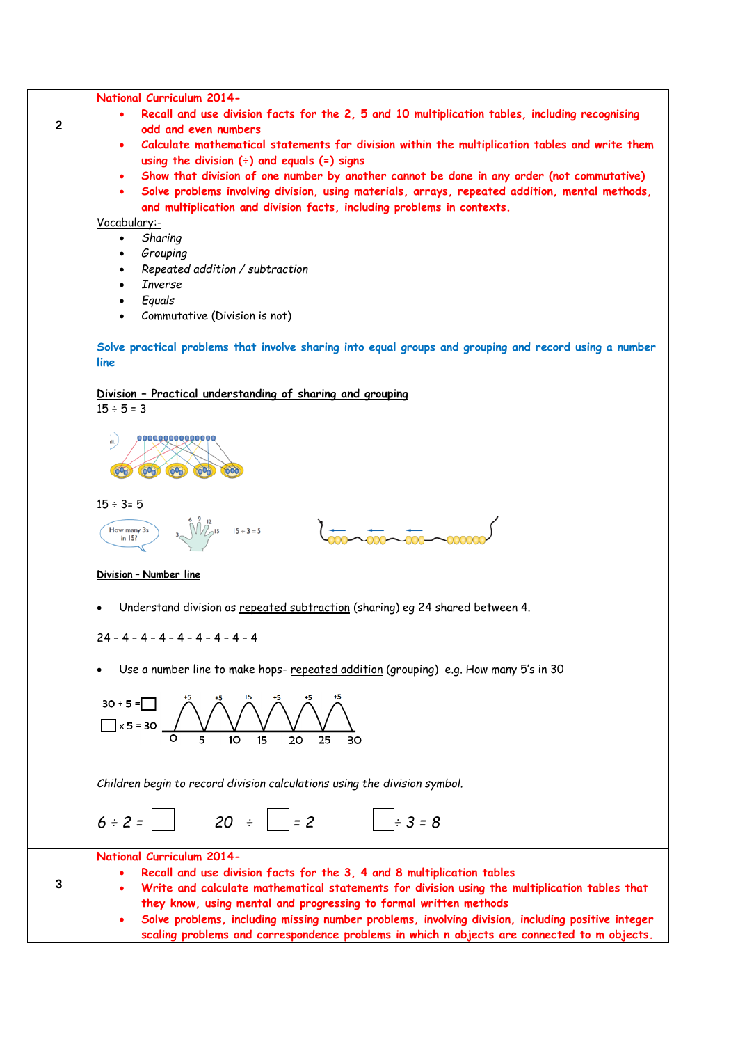| | |
|---|---|
| **2** | National Curriculum 2014-<br>• Recall and use division facts for the 2, 5 and 10 multiplication tables, including recognising odd and even numbers<br>• Calculate mathematical statements for division within the multiplication tables and write them using the division (÷) and equals (=) signs<br>• Show that division of one number by another cannot be done in any order (not commutative)<br>• Solve problems involving division, using materials, arrays, repeated addition, mental methods, and multiplication and division facts, including problems in contexts.<br><u>Vocabulary:-</u><br>• *Sharing*<br>• *Grouping*<br>• *Repeated addition / subtraction*<br>• *Inverse*<br>• *Equals*<br>• Commutative (Division is not)<br><br>Solve practical problems that involve sharing into equal groups and grouping and record using a number line<br><br>**<u>Division – Practical understanding of sharing and grouping</u>**<br>15 ÷ 5 = 3<br><br>15 ÷ 3= 5<br>How many 3s in 15? 15 ÷ 3 = 5<br><br>**<u>Division – Number line</u>**<br><br>• Understand division as <u>repeated subtraction</u> (sharing) eg 24 shared between 4.<br><br>24 - 4 - 4 - 4 - 4 - 4 - 4 - 4 - 4<br><br>• Use a number line to make hops- <u>repeated addition</u> (grouping) e.g. How many 5's in 30<br><br>30 ÷ 5 = ☐<br>☐ x 5 = 30<br>+5 +5 +5 +5 +5 +5<br>0 5 10 15 20 25 30<br><br>*Children begin to record division calculations using the division symbol.*<br><br>*6 ÷ 2 = ☐ 20 ÷ ☐ = 2 ☐ ÷ 3 = 8* |
| **3** | National Curriculum 2014-<br>• Recall and use division facts for the 3, 4 and 8 multiplication tables<br>• Write and calculate mathematical statements for division using the multiplication tables that they know, using mental and progressing to formal written methods<br>• Solve problems, including missing number problems, involving division, including positive integer scaling problems and correspondence problems in which n objects are connected to m objects. |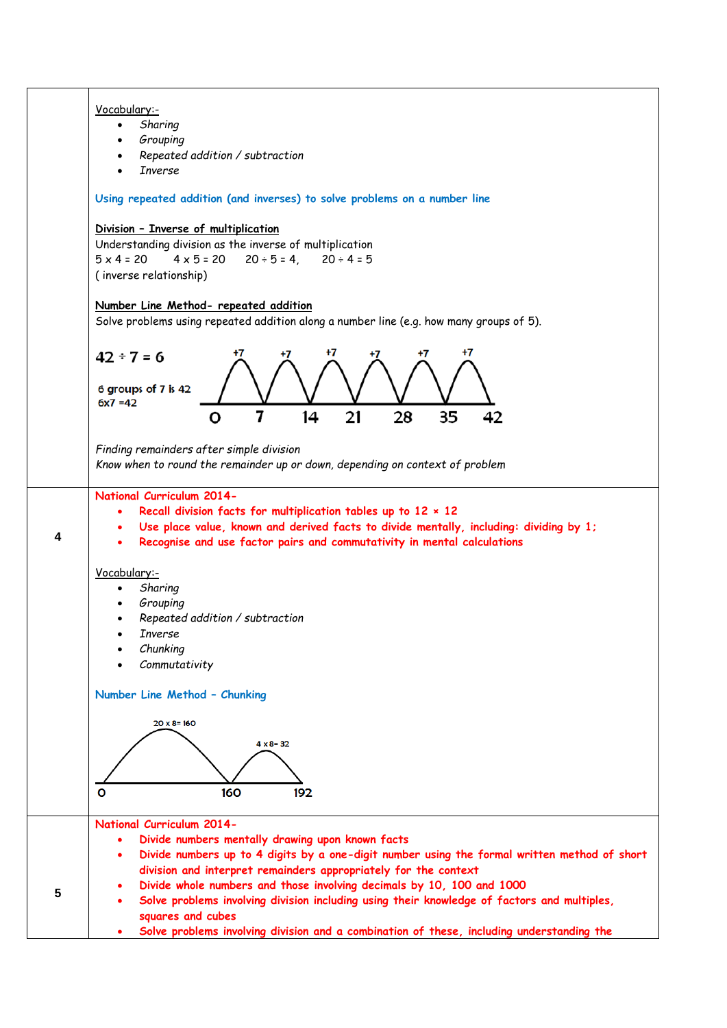| | |
|---|---|
| | Vocabulary:-<br>• *Sharing*<br>• *Grouping*<br>• *Repeated addition / subtraction*<br>• *Inverse*<br><br>**Using repeated addition (and inverses) to solve problems on a number line**<br><br>**Division – Inverse of multiplication**<br>Understanding division as the inverse of multiplication<br>5 x 4 = 20    4 x 5 = 20    20 ÷ 5 = 4,    20 ÷ 4 = 5<br>( inverse relationship)<br><br>**Number Line Method- repeated addition**<br>Solve problems using repeated addition along a number line (e.g. how many groups of 5).<br><br>**42 ÷ 7 = 6**<br>6 groups of 7 is 42<br>6x7 =42<br>+7 +7 +7 +7 +7 +7<br>0 7 14 21 28 35 42<br><br>*Finding remainders after simple division*<br>*Know when to round the remainder up or down, depending on context of problem* |
| 4 | **National Curriculum 2014-**<br>• **Recall division facts for multiplication tables up to 12 × 12**<br>• **Use place value, known and derived facts to divide mentally, including: dividing by 1;**<br>• **Recognise and use factor pairs and commutativity in mental calculations**<br><br>Vocabulary:-<br>• *Sharing*<br>• *Grouping*<br>• *Repeated addition / subtraction*<br>• *Inverse*<br>• *Chunking*<br>• *Commutativity*<br><br>**Number Line Method – Chunking**<br><br>20 x 8= 160    4 x 8= 32<br>0 160 192 |
| 5 | **National Curriculum 2014-**<br>• **Divide numbers mentally drawing upon known facts**<br>• **Divide numbers up to 4 digits by a one-digit number using the formal written method of short division and interpret remainders appropriately for the context**<br>• **Divide whole numbers and those involving decimals by 10, 100 and 1000**<br>• **Solve problems involving division including using their knowledge of factors and multiples, squares and cubes**<br>• **Solve problems involving division and a combination of these, including understanding the** |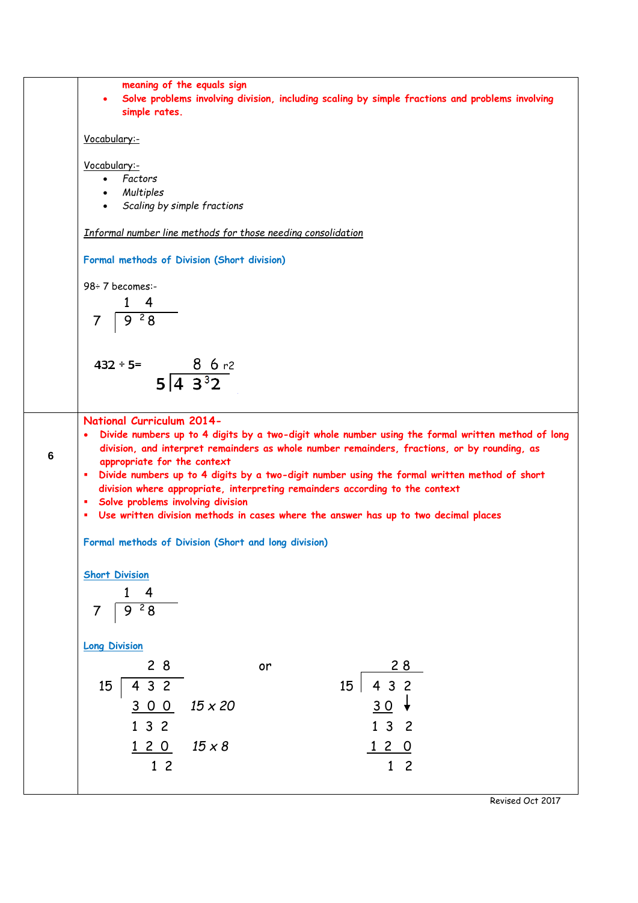| | |
|---|---|
| | meaning of the equals sign<br>• Solve problems involving division, including scaling by simple fractions and problems involving simple rates.<br><br>Vocabulary:-<br><br>Vocabulary:-<br>• *Factors*<br>• *Multiples*<br>• *Scaling by simple fractions*<br><br>*Informal number line methods for those needing consolidation*<br><br>**Formal methods of Division (Short division)**<br><br>98÷ 7 becomes:-<br>$\begin{array}{r} 1\ \ 4 \\ 7 \overline{)9\ {}^{2}8} \end{array}$<br><br>432 ÷ 5= $\begin{array}{r} 8\ \ 6\ \text{r2} \\ 5 \overline{)4\ \ 3\ {}^{3}2} \end{array}$ |
| 6 | **National Curriculum 2014-**<br>• Divide numbers up to 4 digits by a two-digit whole number using the formal written method of long division, and interpret remainders as whole number remainders, fractions, or by rounding, as appropriate for the context<br>▪ Divide numbers up to 4 digits by a two-digit number using the formal written method of short division where appropriate, interpreting remainders according to the context<br>▪ Solve problems involving division<br>▪ Use written division methods in cases where the answer has up to two decimal places<br><br>**Formal methods of Division (Short and long division)**<br><br>Short Division<br>$\begin{array}{r} 1\ \ 4 \\ 7 \overline{)9\ {}^{2}8} \end{array}$<br><br>Long Division<br>$\begin{array}{rl} 2\ 8 & \\ 15 \overline{)4\ 3\ 2} & \\ \underline{3\ 0\ 0} & 15 \times 20 \\ 1\ 3\ 2 & \\ \underline{1\ 2\ 0} & 15 \times 8 \\ 1\ 2 & \end{array}$ or $\begin{array}{r} 2\ 8 \\ 15 \overline{)4\ 3\ 2} \\ \underline{3\ 0}\ \downarrow \\ 1\ 3\ 2 \\ \underline{1\ 2\ 0} \\ 1\ 2 \end{array}$ |

Revised Oct 2017